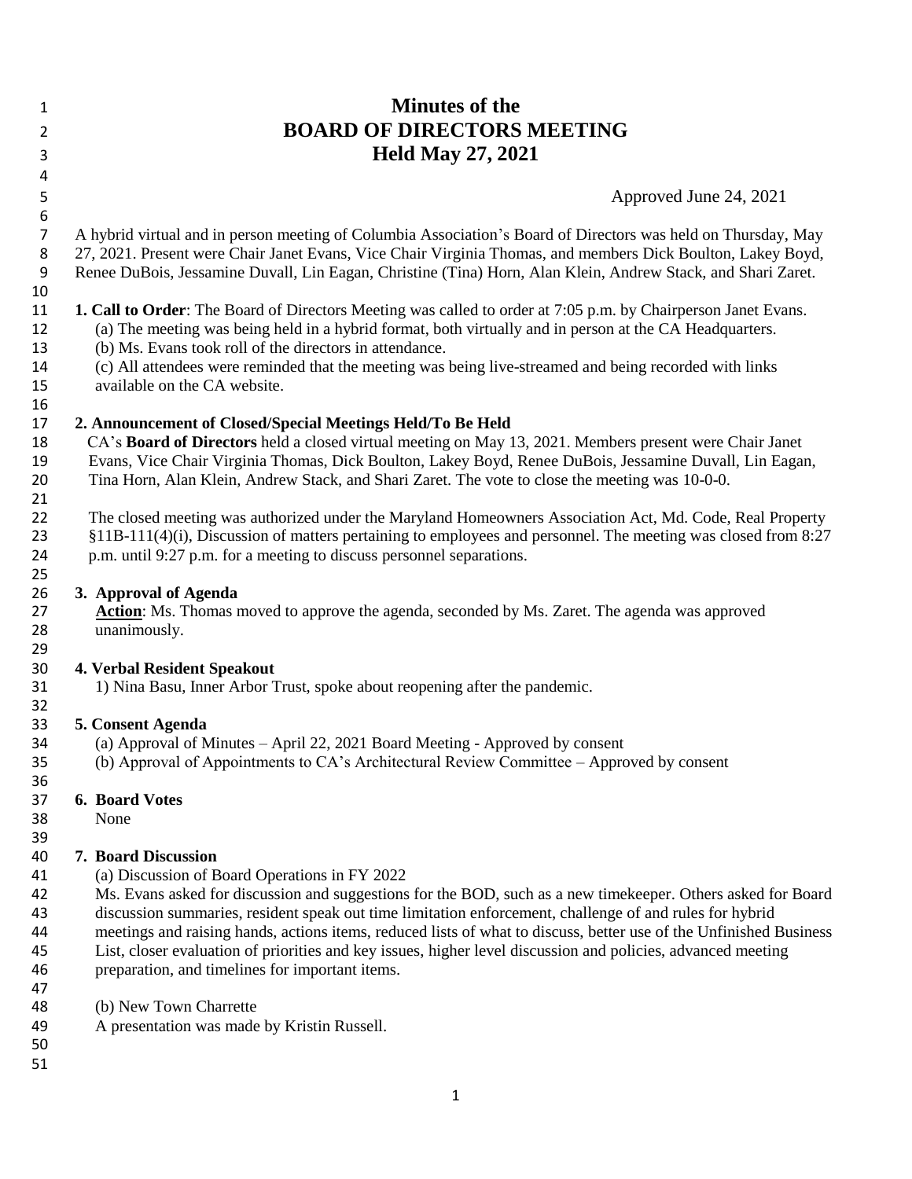# Minutes of the
# BOARD OF DIRECTORS MEETING
# Held May 27, 2021

Approved June 24, 2021

A hybrid virtual and in person meeting of Columbia Association's Board of Directors was held on Thursday, May 27, 2021. Present were Chair Janet Evans, Vice Chair Virginia Thomas, and members Dick Boulton, Lakey Boyd, Renee DuBois, Jessamine Duvall, Lin Eagan, Christine (Tina) Horn, Alan Klein, Andrew Stack, and Shari Zaret.

**1. Call to Order**: The Board of Directors Meeting was called to order at 7:05 p.m. by Chairperson Janet Evans.

(a) The meeting was being held in a hybrid format, both virtually and in person at the CA Headquarters.
(b) Ms. Evans took roll of the directors in attendance.
(c) All attendees were reminded that the meeting was being live-streamed and being recorded with links available on the CA website.

**2. Announcement of Closed/Special Meetings Held/To Be Held**

CA's **Board of Directors** held a closed virtual meeting on May 13, 2021. Members present were Chair Janet Evans, Vice Chair Virginia Thomas, Dick Boulton, Lakey Boyd, Renee DuBois, Jessamine Duvall, Lin Eagan, Tina Horn, Alan Klein, Andrew Stack, and Shari Zaret. The vote to close the meeting was 10-0-0.

The closed meeting was authorized under the Maryland Homeowners Association Act, Md. Code, Real Property §11B-111(4)(i), Discussion of matters pertaining to employees and personnel. The meeting was closed from 8:27 p.m. until 9:27 p.m. for a meeting to discuss personnel separations.

**3. Approval of Agenda**

**Action**: Ms. Thomas moved to approve the agenda, seconded by Ms. Zaret. The agenda was approved unanimously.

**4. Verbal Resident Speakout**

1) Nina Basu, Inner Arbor Trust, spoke about reopening after the pandemic.

**5. Consent Agenda**

(a) Approval of Minutes – April 22, 2021 Board Meeting - Approved by consent
(b) Approval of Appointments to CA's Architectural Review Committee – Approved by consent

**6. Board Votes**

None

**7. Board Discussion**

(a) Discussion of Board Operations in FY 2022

Ms. Evans asked for discussion and suggestions for the BOD, such as a new timekeeper. Others asked for Board discussion summaries, resident speak out time limitation enforcement, challenge of and rules for hybrid meetings and raising hands, actions items, reduced lists of what to discuss, better use of the Unfinished Business List, closer evaluation of priorities and key issues, higher level discussion and policies, advanced meeting preparation, and timelines for important items.

(b) New Town Charrette

A presentation was made by Kristin Russell.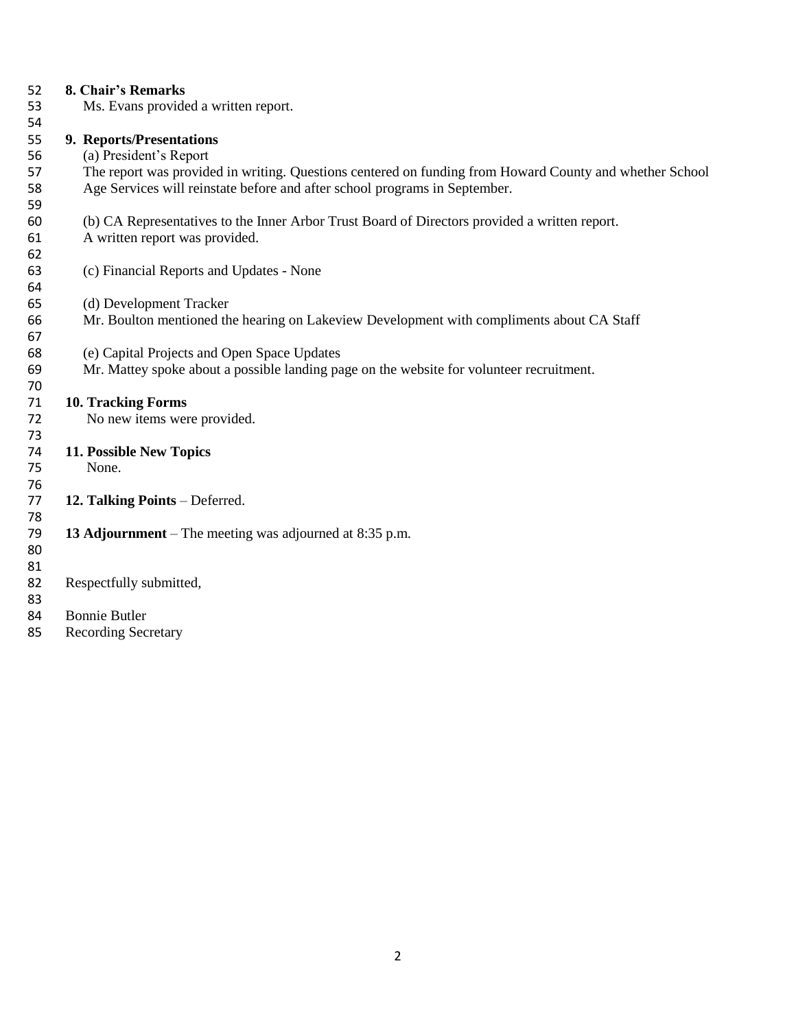**8. Chair's Remarks**

Ms. Evans provided a written report.

**9. Reports/Presentations**

(a) President's Report

The report was provided in writing. Questions centered on funding from Howard County and whether School Age Services will reinstate before and after school programs in September.

(b) CA Representatives to the Inner Arbor Trust Board of Directors provided a written report.

A written report was provided.

(c) Financial Reports and Updates - None

(d) Development Tracker

Mr. Boulton mentioned the hearing on Lakeview Development with compliments about CA Staff

(e) Capital Projects and Open Space Updates

Mr. Mattey spoke about a possible landing page on the website for volunteer recruitment.

**10. Tracking Forms**

No new items were provided.

**11. Possible New Topics**

None.

**12. Talking Points** – Deferred.

**13 Adjournment** – The meeting was adjourned at 8:35 p.m.

Respectfully submitted,

Bonnie Butler
Recording Secretary